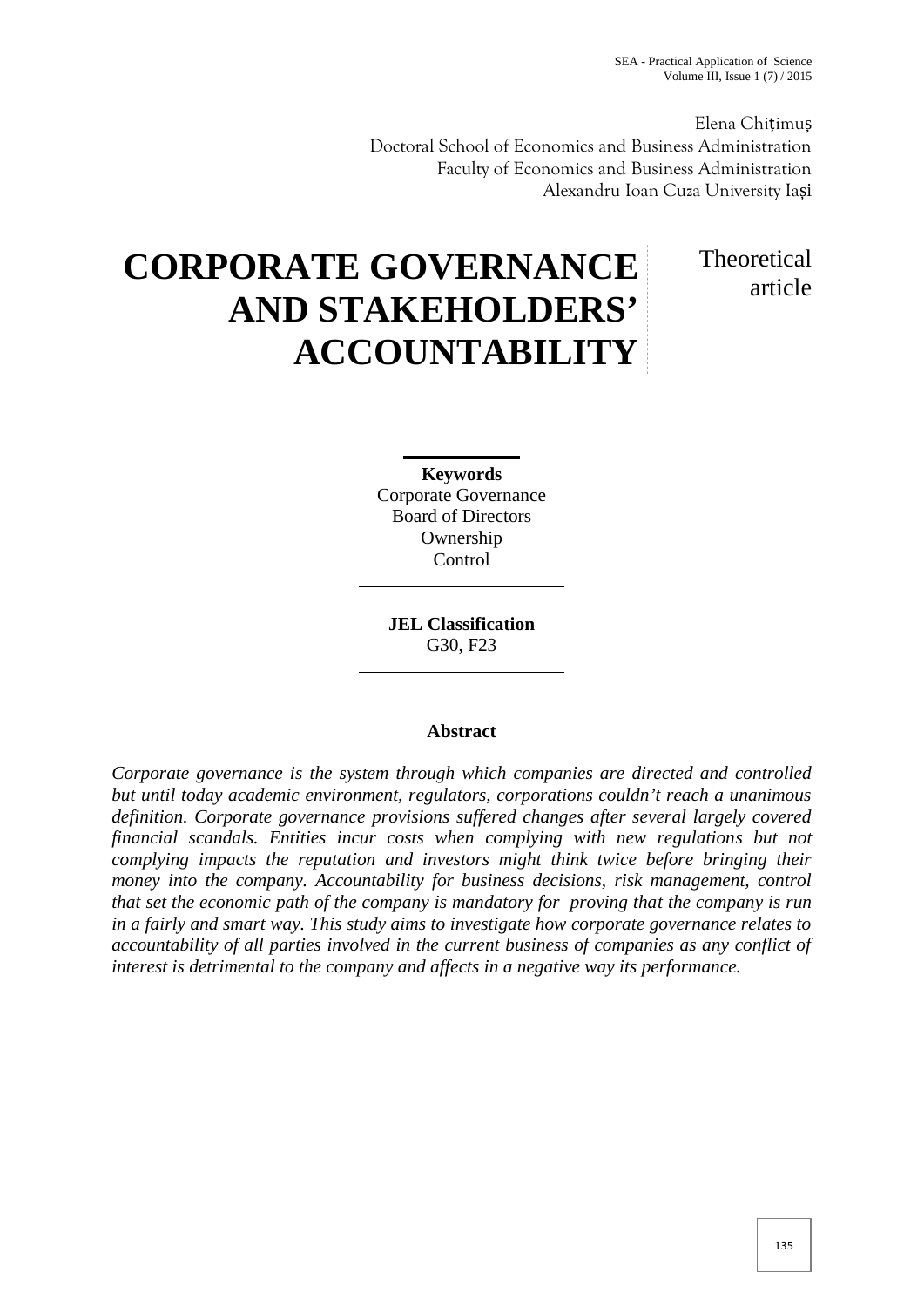Elena Chițimuș
Doctoral School of Economics and Business Administration
Faculty of Economics and Business Administration
Alexandru Ioan Cuza University Iași

# CORPORATE GOVERNANCE AND STAKEHOLDERS' ACCOUNTABILITY

Theoretical article

**Keywords**
Corporate Governance
Board of Directors
Ownership
Control

**JEL Classification**
G30, F23

**Abstract**

*Corporate governance is the system through which companies are directed and controlled but until today academic environment, regulators, corporations couldn't reach a unanimous definition. Corporate governance provisions suffered changes after several largely covered financial scandals. Entities incur costs when complying with new regulations but not complying impacts the reputation and investors might think twice before bringing their money into the company. Accountability for business decisions, risk management, control that set the economic path of the company is mandatory for proving that the company is run in a fairly and smart way. This study aims to investigate how corporate governance relates to accountability of all parties involved in the current business of companies as any conflict of interest is detrimental to the company and affects in a negative way its performance.*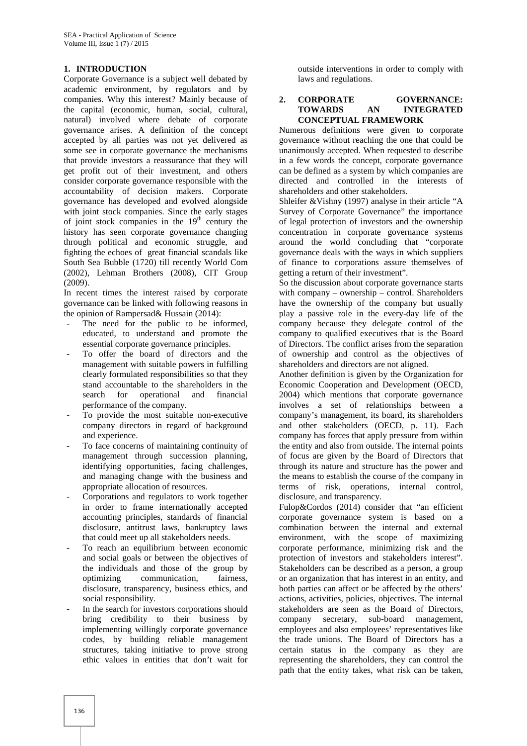## 1. INTRODUCTION

Corporate Governance is a subject well debated by academic environment, by regulators and by companies. Why this interest? Mainly because of the capital (economic, human, social, cultural, natural) involved where debate of corporate governance arises. A definition of the concept accepted by all parties was not yet delivered as some see in corporate governance the mechanisms that provide investors a reassurance that they will get profit out of their investment, and others consider corporate governance responsible with the accountability of decision makers. Corporate governance has developed and evolved alongside with joint stock companies. Since the early stages of joint stock companies in the 19th century the history has seen corporate governance changing through political and economic struggle, and fighting the echoes of great financial scandals like South Sea Bubble (1720) till recently World Com (2002), Lehman Brothers (2008), CIT Group (2009).

In recent times the interest raised by corporate governance can be linked with following reasons in the opinion of Rampersad& Hussain (2014):

- The need for the public to be informed, educated, to understand and promote the essential corporate governance principles.
- To offer the board of directors and the management with suitable powers in fulfilling clearly formulated responsibilities so that they stand accountable to the shareholders in the search for operational and financial performance of the company.
- To provide the most suitable non-executive company directors in regard of background and experience.
- To face concerns of maintaining continuity of management through succession planning, identifying opportunities, facing challenges, and managing change with the business and appropriate allocation of resources.
- Corporations and regulators to work together in order to frame internationally accepted accounting principles, standards of financial disclosure, antitrust laws, bankruptcy laws that could meet up all stakeholders needs.
- To reach an equilibrium between economic and social goals or between the objectives of the individuals and those of the group by optimizing communication, fairness, disclosure, transparency, business ethics, and social responsibility.
- In the search for investors corporations should bring credibility to their business by implementing willingly corporate governance codes, by building reliable management structures, taking initiative to prove strong ethic values in entities that don't wait for outside interventions in order to comply with laws and regulations.

## 2. CORPORATE GOVERNANCE: TOWARDS AN INTEGRATED CONCEPTUAL FRAMEWORK

Numerous definitions were given to corporate governance without reaching the one that could be unanimously accepted. When requested to describe in a few words the concept, corporate governance can be defined as a system by which companies are directed and controlled in the interests of shareholders and other stakeholders.

Shleifer &Vishny (1997) analyse in their article "A Survey of Corporate Governance" the importance of legal protection of investors and the ownership concentration in corporate governance systems around the world concluding that "corporate governance deals with the ways in which suppliers of finance to corporations assure themselves of getting a return of their investment".

So the discussion about corporate governance starts with company – ownership – control. Shareholders have the ownership of the company but usually play a passive role in the every-day life of the company because they delegate control of the company to qualified executives that is the Board of Directors. The conflict arises from the separation of ownership and control as the objectives of shareholders and directors are not aligned.

Another definition is given by the Organization for Economic Cooperation and Development (OECD, 2004) which mentions that corporate governance involves a set of relationships between a company's management, its board, its shareholders and other stakeholders (OECD, p. 11). Each company has forces that apply pressure from within the entity and also from outside. The internal points of focus are given by the Board of Directors that through its nature and structure has the power and the means to establish the course of the company in terms of risk, operations, internal control, disclosure, and transparency.

Fulop&Cordos (2014) consider that "an efficient corporate governance system is based on a combination between the internal and external environment, with the scope of maximizing corporate performance, minimizing risk and the protection of investors and stakeholders interest". Stakeholders can be described as a person, a group or an organization that has interest in an entity, and both parties can affect or be affected by the others' actions, activities, policies, objectives. The internal stakeholders are seen as the Board of Directors, company secretary, sub-board management, employees and also employees' representatives like the trade unions. The Board of Directors has a certain status in the company as they are representing the shareholders, they can control the path that the entity takes, what risk can be taken,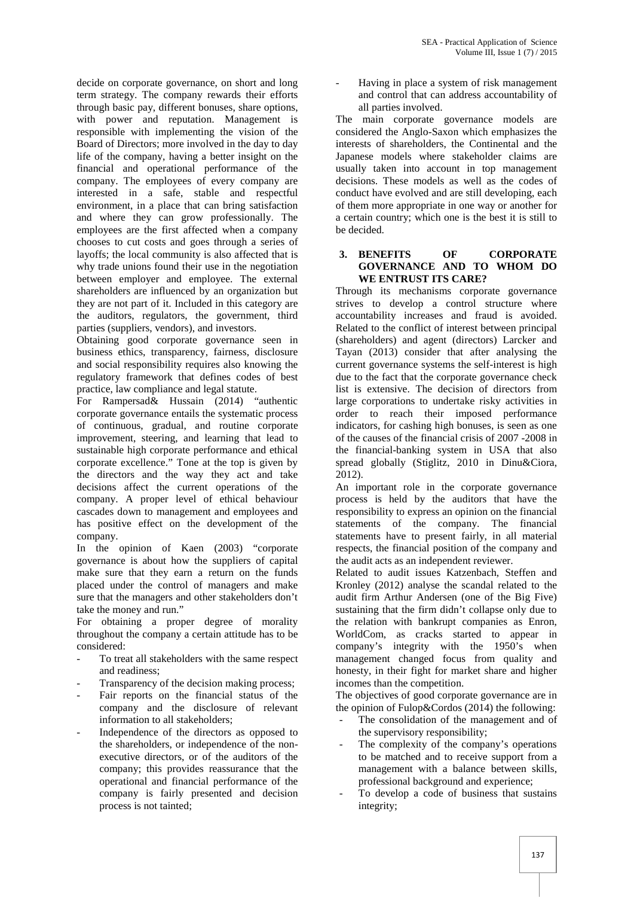decide on corporate governance, on short and long term strategy. The company rewards their efforts through basic pay, different bonuses, share options, with power and reputation. Management is responsible with implementing the vision of the Board of Directors; more involved in the day to day life of the company, having a better insight on the financial and operational performance of the company. The employees of every company are interested in a safe, stable and respectful environment, in a place that can bring satisfaction and where they can grow professionally. The employees are the first affected when a company chooses to cut costs and goes through a series of layoffs; the local community is also affected that is why trade unions found their use in the negotiation between employer and employee. The external shareholders are influenced by an organization but they are not part of it. Included in this category are the auditors, regulators, the government, third parties (suppliers, vendors), and investors.

Obtaining good corporate governance seen in business ethics, transparency, fairness, disclosure and social responsibility requires also knowing the regulatory framework that defines codes of best practice, law compliance and legal statute.

For Rampersad& Hussain (2014) "authentic corporate governance entails the systematic process of continuous, gradual, and routine corporate improvement, steering, and learning that lead to sustainable high corporate performance and ethical corporate excellence." Tone at the top is given by the directors and the way they act and take decisions affect the current operations of the company. A proper level of ethical behaviour cascades down to management and employees and has positive effect on the development of the company.

In the opinion of Kaen (2003) "corporate governance is about how the suppliers of capital make sure that they earn a return on the funds placed under the control of managers and make sure that the managers and other stakeholders don't take the money and run."

For obtaining a proper degree of morality throughout the company a certain attitude has to be considered:

- To treat all stakeholders with the same respect and readiness;
- Transparency of the decision making process;
- Fair reports on the financial status of the company and the disclosure of relevant information to all stakeholders;
- Independence of the directors as opposed to the shareholders, or independence of the non-executive directors, or of the auditors of the company; this provides reassurance that the operational and financial performance of the company is fairly presented and decision process is not tainted;
- Having in place a system of risk management and control that can address accountability of all parties involved.

The main corporate governance models are considered the Anglo-Saxon which emphasizes the interests of shareholders, the Continental and the Japanese models where stakeholder claims are usually taken into account in top management decisions. These models as well as the codes of conduct have evolved and are still developing, each of them more appropriate in one way or another for a certain country; which one is the best it is still to be decided.

## 3. BENEFITS OF CORPORATE GOVERNANCE AND TO WHOM DO WE ENTRUST ITS CARE?

Through its mechanisms corporate governance strives to develop a control structure where accountability increases and fraud is avoided. Related to the conflict of interest between principal (shareholders) and agent (directors) Larcker and Tayan (2013) consider that after analysing the current governance systems the self-interest is high due to the fact that the corporate governance check list is extensive. The decision of directors from large corporations to undertake risky activities in order to reach their imposed performance indicators, for cashing high bonuses, is seen as one of the causes of the financial crisis of 2007 -2008 in the financial-banking system in USA that also spread globally (Stiglitz, 2010 in Dinu&Ciora, 2012).

An important role in the corporate governance process is held by the auditors that have the responsibility to express an opinion on the financial statements of the company. The financial statements have to present fairly, in all material respects, the financial position of the company and the audit acts as an independent reviewer.

Related to audit issues Katzenbach, Steffen and Kronley (2012) analyse the scandal related to the audit firm Arthur Andersen (one of the Big Five) sustaining that the firm didn't collapse only due to the relation with bankrupt companies as Enron, WorldCom, as cracks started to appear in company's integrity with the 1950's when management changed focus from quality and honesty, in their fight for market share and higher incomes than the competition.

The objectives of good corporate governance are in the opinion of Fulop&Cordos (2014) the following:

- The consolidation of the management and of the supervisory responsibility;
- The complexity of the company's operations to be matched and to receive support from a management with a balance between skills, professional background and experience;
- To develop a code of business that sustains integrity;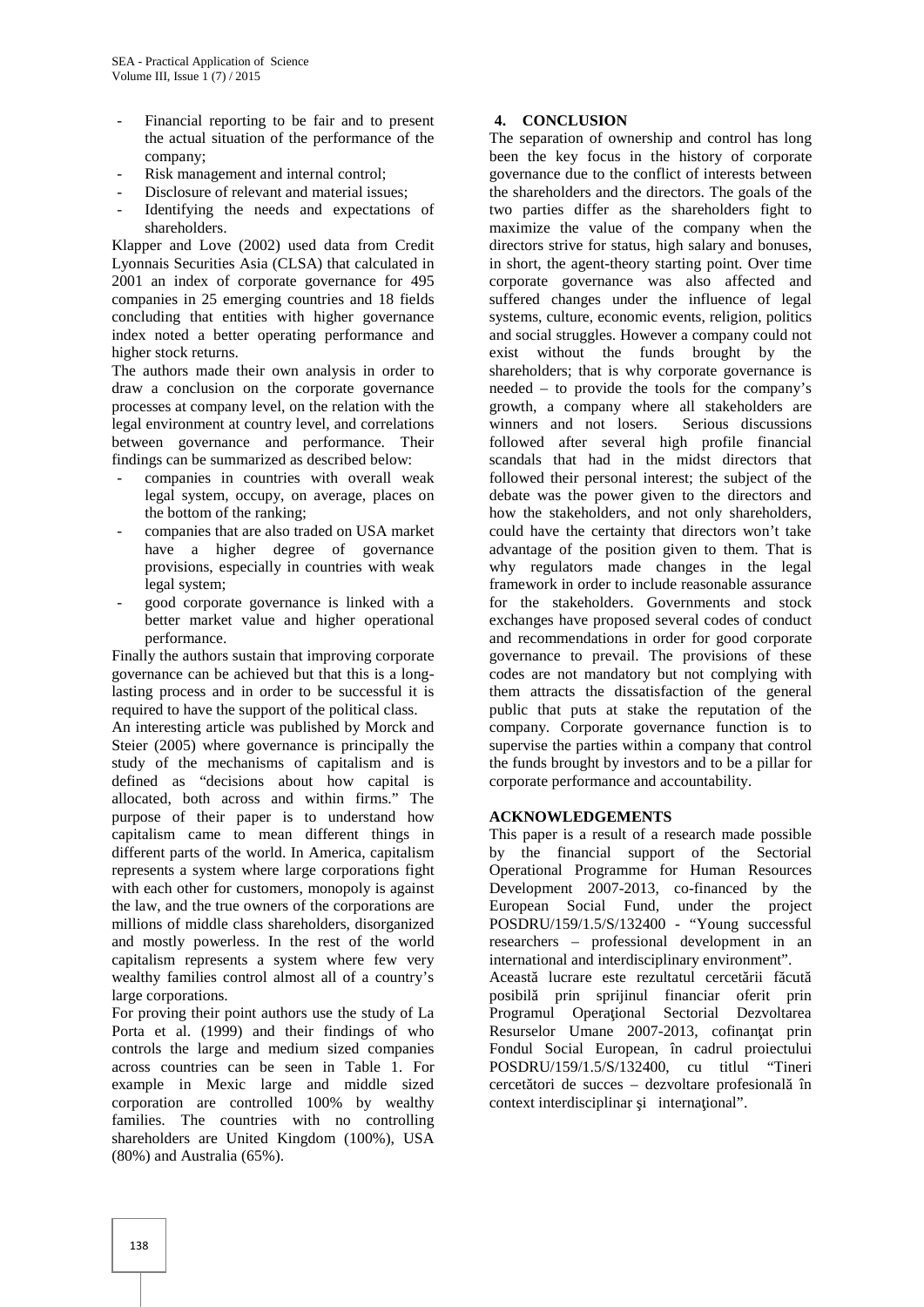- Financial reporting to be fair and to present the actual situation of the performance of the company;
- Risk management and internal control;
- Disclosure of relevant and material issues;
- Identifying the needs and expectations of shareholders.

Klapper and Love (2002) used data from Credit Lyonnais Securities Asia (CLSA) that calculated in 2001 an index of corporate governance for 495 companies in 25 emerging countries and 18 fields concluding that entities with higher governance index noted a better operating performance and higher stock returns.

The authors made their own analysis in order to draw a conclusion on the corporate governance processes at company level, on the relation with the legal environment at country level, and correlations between governance and performance. Their findings can be summarized as described below:

- companies in countries with overall weak legal system, occupy, on average, places on the bottom of the ranking;
- companies that are also traded on USA market have a higher degree of governance provisions, especially in countries with weak legal system;
- good corporate governance is linked with a better market value and higher operational performance.

Finally the authors sustain that improving corporate governance can be achieved but that this is a long-lasting process and in order to be successful it is required to have the support of the political class.

An interesting article was published by Morck and Steier (2005) where governance is principally the study of the mechanisms of capitalism and is defined as "decisions about how capital is allocated, both across and within firms." The purpose of their paper is to understand how capitalism came to mean different things in different parts of the world. In America, capitalism represents a system where large corporations fight with each other for customers, monopoly is against the law, and the true owners of the corporations are millions of middle class shareholders, disorganized and mostly powerless. In the rest of the world capitalism represents a system where few very wealthy families control almost all of a country's large corporations.

For proving their point authors use the study of La Porta et al. (1999) and their findings of who controls the large and medium sized companies across countries can be seen in Table 1. For example in Mexic large and middle sized corporation are controlled 100% by wealthy families. The countries with no controlling shareholders are United Kingdom (100%), USA (80%) and Australia (65%).

## 4. CONCLUSION

The separation of ownership and control has long been the key focus in the history of corporate governance due to the conflict of interests between the shareholders and the directors. The goals of the two parties differ as the shareholders fight to maximize the value of the company when the directors strive for status, high salary and bonuses, in short, the agent-theory starting point. Over time corporate governance was also affected and suffered changes under the influence of legal systems, culture, economic events, religion, politics and social struggles. However a company could not exist without the funds brought by the shareholders; that is why corporate governance is needed – to provide the tools for the company's growth, a company where all stakeholders are winners and not losers. Serious discussions followed after several high profile financial scandals that had in the midst directors that followed their personal interest; the subject of the debate was the power given to the directors and how the stakeholders, and not only shareholders, could have the certainty that directors won't take advantage of the position given to them. That is why regulators made changes in the legal framework in order to include reasonable assurance for the stakeholders. Governments and stock exchanges have proposed several codes of conduct and recommendations in order for good corporate governance to prevail. The provisions of these codes are not mandatory but not complying with them attracts the dissatisfaction of the general public that puts at stake the reputation of the company. Corporate governance function is to supervise the parties within a company that control the funds brought by investors and to be a pillar for corporate performance and accountability.

## ACKNOWLEDGEMENTS

This paper is a result of a research made possible by the financial support of the Sectorial Operational Programme for Human Resources Development 2007-2013, co-financed by the European Social Fund, under the project POSDRU/159/1.5/S/132400 - "Young successful researchers – professional development in an international and interdisciplinary environment".

Această lucrare este rezultatul cercetării făcută posibilă prin sprijinul financiar oferit prin Programul Operaţional Sectorial Dezvoltarea Resurselor Umane 2007-2013, cofinanţat prin Fondul Social European, în cadrul proiectului POSDRU/159/1.5/S/132400, cu titlul "Tineri cercetători de succes – dezvoltare profesională în context interdisciplinar şi internaţional".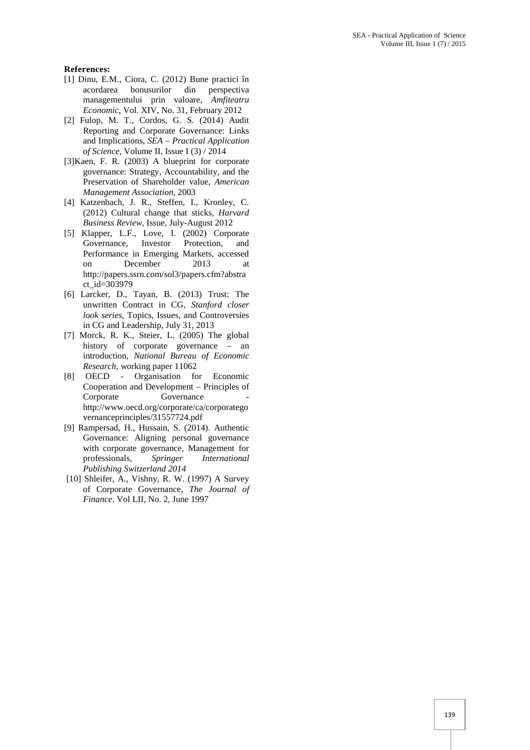**References:**

[1] Dinu, E.M., Ciora, C. (2012) Bune practici în acordarea bonusurilor din perspectiva managementului prin valoare, *Amfiteatru Economic*, Vol. XIV, No. 31, February 2012

[2] Fulop, M. T., Cordos, G. S. (2014) Audit Reporting and Corporate Governance: Links and Implications, *SEA – Practical Application of Science*, Volume II, Issue I (3) / 2014

[3]Kaen, F. R. (2003) A blueprint for corporate governance: Strategy, Accountability, and the Preservation of Shareholder value, *American Management Association*, 2003

[4] Katzenbach, J. R., Steffen, I., Kronley, C. (2012) Cultural change that sticks, *Harvard Business Review*, Issue, July-August 2012

[5] Klapper, L.F., Love, I. (2002) Corporate Governance, Investor Protection, and Performance in Emerging Markets, accessed on December 2013 at http://papers.ssrn.com/sol3/papers.cfm?abstract_id=303979

[6] Larcker, D., Tayan, B. (2013) Trust: The unwritten Contract in CG, *Stanford closer look series*, Topics, Issues, and Controversies in CG and Leadership, July 31, 2013

[7] Morck, R. K., Steier, L. (2005) The global history of corporate governance – an introduction, *National Bureau of Economic Research*, working paper 11062

[8] OECD - Organisation for Economic Cooperation and Development – Principles of Corporate Governance - http://www.oecd.org/corporate/ca/corporategovernanceprinciples/31557724.pdf

[9] Rampersad, H., Hussain, S. (2014). Authentic Governance: Aligning personal governance with corporate governance, Management for professionals, *Springer International Publishing Switzerland 2014*

[10] Shleifer, A., Vishny, R. W. (1997) A Survey of Corporate Governance, *The Journal of Finance*. Vol LII, No. 2, June 1997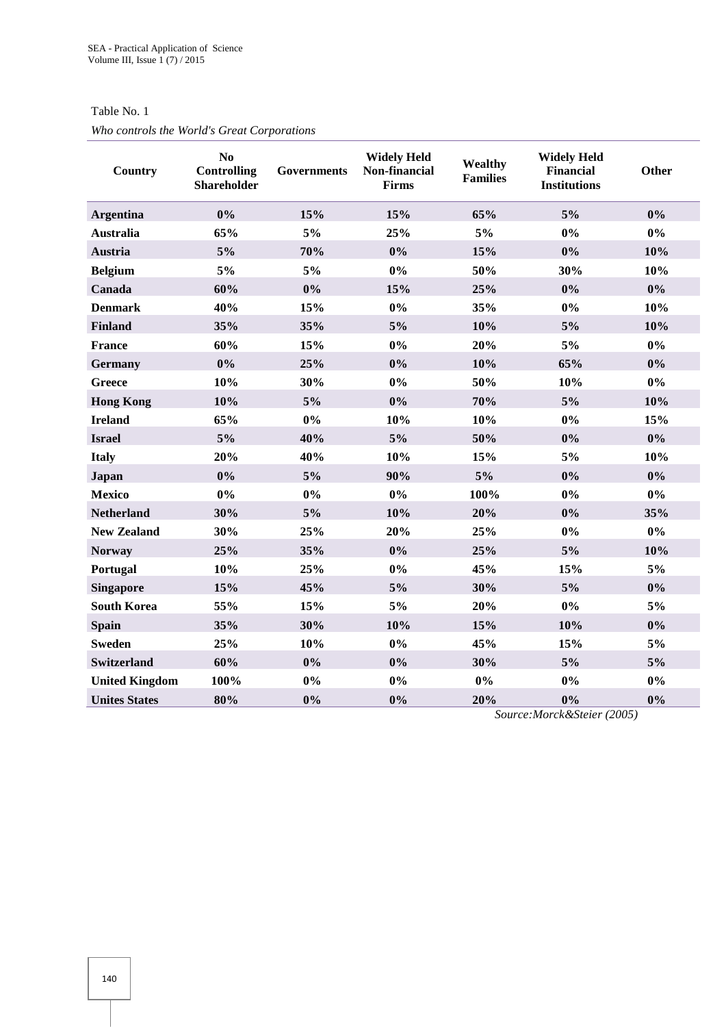Table No. 1

*Who controls the World's Great Corporations*

| Country | No Controlling Shareholder | Governments | Widely Held Non-financial Firms | Wealthy Families | Widely Held Financial Institutions | Other |
|---|---|---|---|---|---|---|
| **Argentina** | **0%** | **15%** | **15%** | **65%** | **5%** | **0%** |
| **Australia** | **65%** | **5%** | **25%** | **5%** | **0%** | **0%** |
| **Austria** | **5%** | **70%** | **0%** | **15%** | **0%** | **10%** |
| **Belgium** | **5%** | **5%** | **0%** | **50%** | **30%** | **10%** |
| **Canada** | **60%** | **0%** | **15%** | **25%** | **0%** | **0%** |
| **Denmark** | **40%** | **15%** | **0%** | **35%** | **0%** | **10%** |
| **Finland** | **35%** | **35%** | **5%** | **10%** | **5%** | **10%** |
| **France** | **60%** | **15%** | **0%** | **20%** | **5%** | **0%** |
| **Germany** | **0%** | **25%** | **0%** | **10%** | **65%** | **0%** |
| **Greece** | **10%** | **30%** | **0%** | **50%** | **10%** | **0%** |
| **Hong Kong** | **10%** | **5%** | **0%** | **70%** | **5%** | **10%** |
| **Ireland** | **65%** | **0%** | **10%** | **10%** | **0%** | **15%** |
| **Israel** | **5%** | **40%** | **5%** | **50%** | **0%** | **0%** |
| **Italy** | **20%** | **40%** | **10%** | **15%** | **5%** | **10%** |
| **Japan** | **0%** | **5%** | **90%** | **5%** | **0%** | **0%** |
| **Mexico** | **0%** | **0%** | **0%** | **100%** | **0%** | **0%** |
| **Netherland** | **30%** | **5%** | **10%** | **20%** | **0%** | **35%** |
| **New Zealand** | **30%** | **25%** | **20%** | **25%** | **0%** | **0%** |
| **Norway** | **25%** | **35%** | **0%** | **25%** | **5%** | **10%** |
| **Portugal** | **10%** | **25%** | **0%** | **45%** | **15%** | **5%** |
| **Singapore** | **15%** | **45%** | **5%** | **30%** | **5%** | **0%** |
| **South Korea** | **55%** | **15%** | **5%** | **20%** | **0%** | **5%** |
| **Spain** | **35%** | **30%** | **10%** | **15%** | **10%** | **0%** |
| **Sweden** | **25%** | **10%** | **0%** | **45%** | **15%** | **5%** |
| **Switzerland** | **60%** | **0%** | **0%** | **30%** | **5%** | **5%** |
| **United Kingdom** | **100%** | **0%** | **0%** | **0%** | **0%** | **0%** |
| **Unites States** | **80%** | **0%** | **0%** | **20%** | **0%** | **0%** |

*Source:Morck&Steier (2005)*